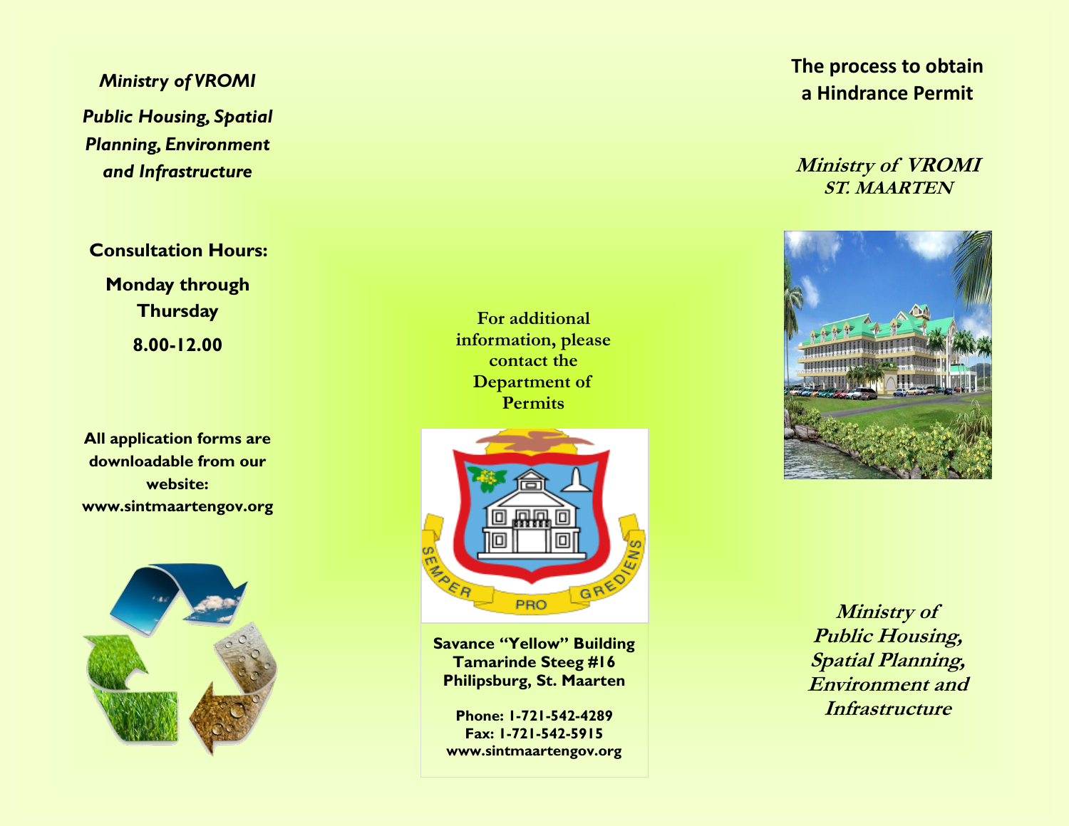*Ministry of VROMI*

***Public Housing, Spatial Planning, Environment and Infrastructure***

**Consultation Hours:**

**Monday through Thursday**

**8.00-12.00**

**All application forms are downloadable from our website: www.sintmaartengov.org**

For additional information, please contact the Department of Permits

SEMPER PRO GREDIENS

**Savance "Yellow" Building**
**Tamarinde Steeg #16**
**Philipsburg, St. Maarten**

**Phone: 1-721-542-4289**
**Fax: 1-721-542-5915**
**www.sintmaartengov.org**

# The process to obtain a Hindrance Permit

***Ministry of VROMI***
***ST. MAARTEN***

***Ministry of Public Housing, Spatial Planning, Environment and Infrastructure***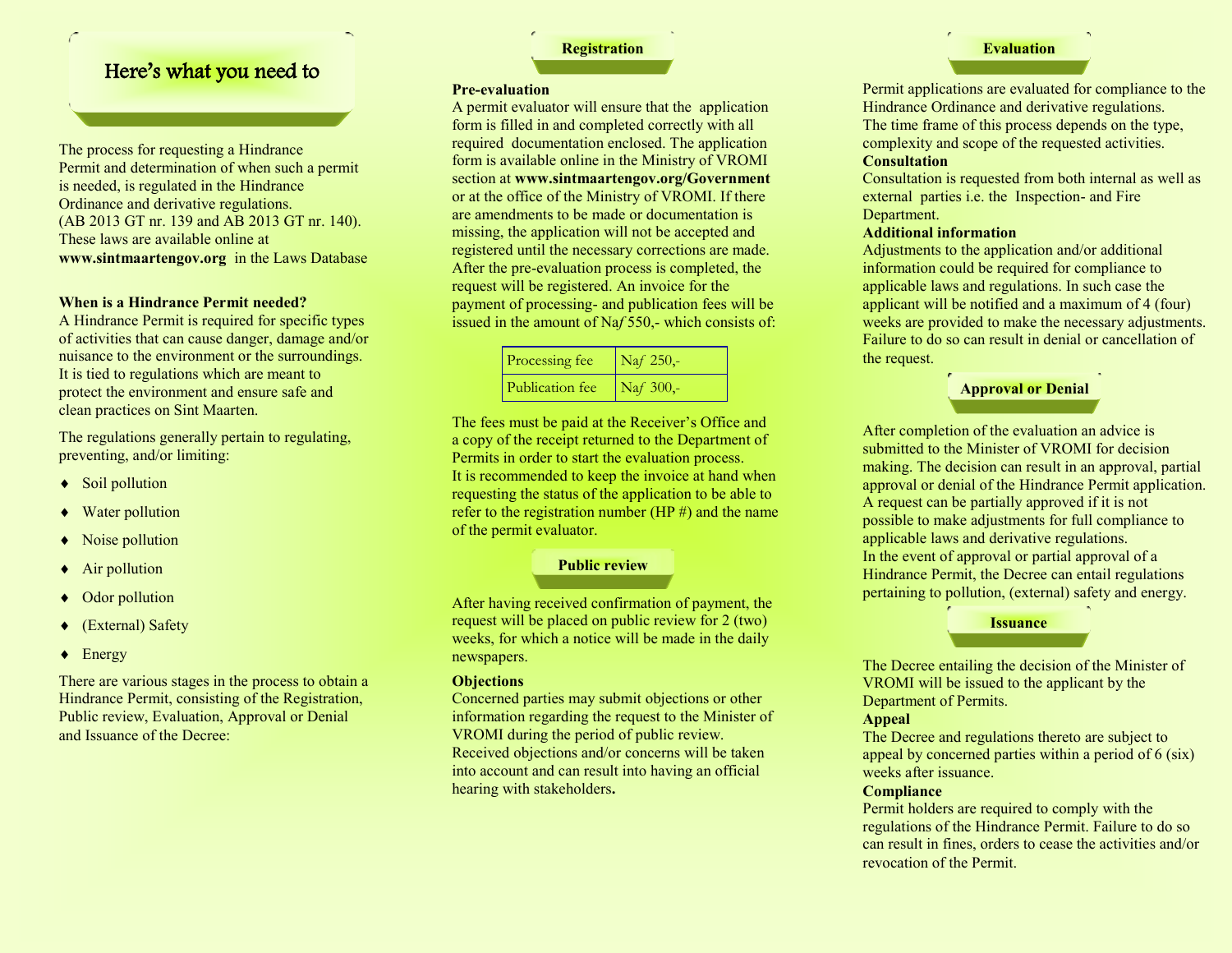# Here's what you need to

The process for requesting a Hindrance Permit and determination of when such a permit is needed, is regulated in the Hindrance Ordinance and derivative regulations. (AB 2013 GT nr. 139 and AB 2013 GT nr. 140). These laws are available online at **www.sintmaartengov.org** in the Laws Database

**When is a Hindrance Permit needed?**

A Hindrance Permit is required for specific types of activities that can cause danger, damage and/or nuisance to the environment or the surroundings. It is tied to regulations which are meant to protect the environment and ensure safe and clean practices on Sint Maarten.

The regulations generally pertain to regulating, preventing, and/or limiting:

- Soil pollution
- Water pollution
- Noise pollution
- Air pollution
- Odor pollution
- (External) Safety
- Energy

There are various stages in the process to obtain a Hindrance Permit, consisting of the Registration, Public review, Evaluation, Approval or Denial and Issuance of the Decree:

## Registration

**Pre-evaluation**

A permit evaluator will ensure that the application form is filled in and completed correctly with all required documentation enclosed. The application form is available online in the Ministry of VROMI section at **www.sintmaartengov.org/Government** or at the office of the Ministry of VROMI. If there are amendments to be made or documentation is missing, the application will not be accepted and registered until the necessary corrections are made. After the pre-evaluation process is completed, the request will be registered. An invoice for the payment of processing- and publication fees will be issued in the amount of Na*f* 550,- which consists of:

| | |
|---|---|
| Processing fee | Na*f* 250,- |
| Publication fee | Na*f* 300,- |

The fees must be paid at the Receiver's Office and a copy of the receipt returned to the Department of Permits in order to start the evaluation process. It is recommended to keep the invoice at hand when requesting the status of the application to be able to refer to the registration number (HP #) and the name of the permit evaluator.

## Public review

After having received confirmation of payment, the request will be placed on public review for 2 (two) weeks, for which a notice will be made in the daily newspapers.

**Objections**

Concerned parties may submit objections or other information regarding the request to the Minister of VROMI during the period of public review. Received objections and/or concerns will be taken into account and can result into having an official hearing with stakeholders**.**

## Evaluation

Permit applications are evaluated for compliance to the Hindrance Ordinance and derivative regulations. The time frame of this process depends on the type, complexity and scope of the requested activities.

**Consultation**

Consultation is requested from both internal as well as external parties i.e. the Inspection- and Fire Department.

**Additional information**

Adjustments to the application and/or additional information could be required for compliance to applicable laws and regulations. In such case the applicant will be notified and a maximum of 4 (four) weeks are provided to make the necessary adjustments. Failure to do so can result in denial or cancellation of the request.

## Approval or Denial

After completion of the evaluation an advice is submitted to the Minister of VROMI for decision making. The decision can result in an approval, partial approval or denial of the Hindrance Permit application. A request can be partially approved if it is not possible to make adjustments for full compliance to applicable laws and derivative regulations. In the event of approval or partial approval of a Hindrance Permit, the Decree can entail regulations pertaining to pollution, (external) safety and energy.

## Issuance

The Decree entailing the decision of the Minister of VROMI will be issued to the applicant by the Department of Permits.

**Appeal**

The Decree and regulations thereto are subject to appeal by concerned parties within a period of 6 (six) weeks after issuance.

**Compliance**

Permit holders are required to comply with the regulations of the Hindrance Permit. Failure to do so can result in fines, orders to cease the activities and/or revocation of the Permit.